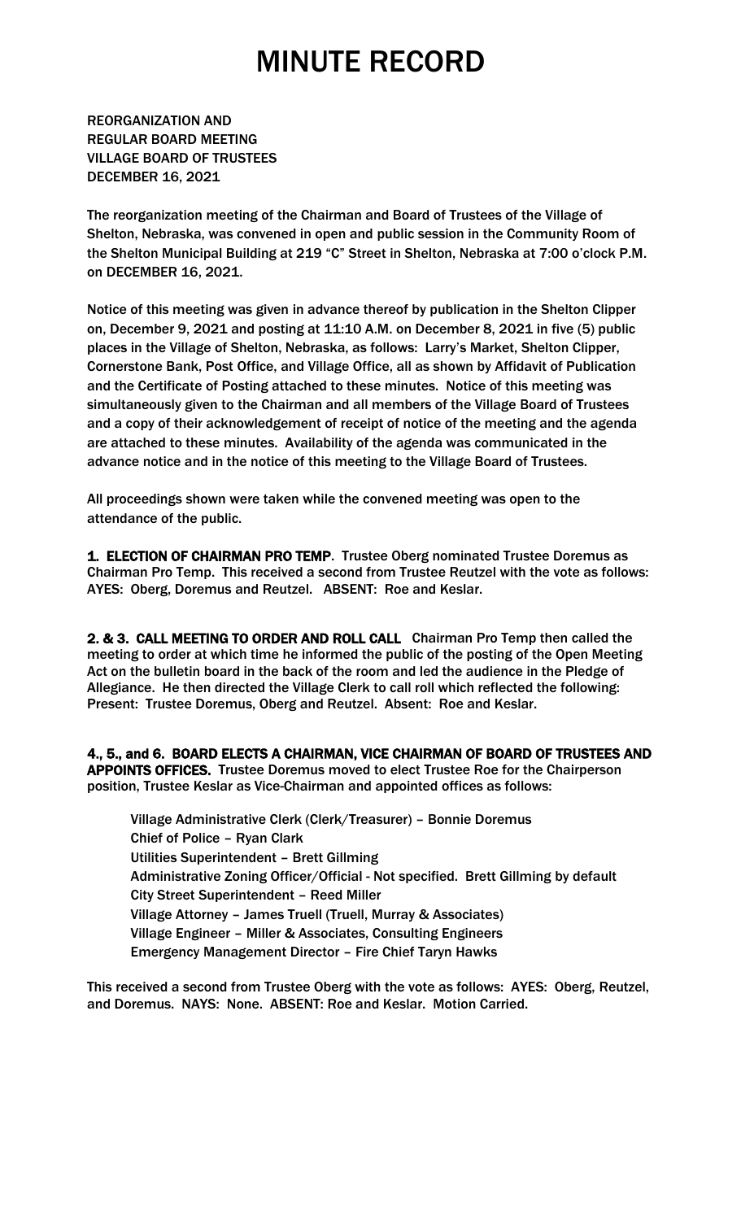# MINUTE RECORD

REORGANIZATION AND
REGULAR BOARD MEETING
VILLAGE BOARD OF TRUSTEES
DECEMBER 16, 2021

The reorganization meeting of the Chairman and Board of Trustees of the Village of Shelton, Nebraska, was convened in open and public session in the Community Room of the Shelton Municipal Building at 219 "C" Street in Shelton, Nebraska at 7:00 o'clock P.M. on DECEMBER 16, 2021.

Notice of this meeting was given in advance thereof by publication in the Shelton Clipper on, December 9, 2021 and posting at 11:10 A.M. on December 8, 2021 in five (5) public places in the Village of Shelton, Nebraska, as follows: Larry's Market, Shelton Clipper, Cornerstone Bank, Post Office, and Village Office, all as shown by Affidavit of Publication and the Certificate of Posting attached to these minutes. Notice of this meeting was simultaneously given to the Chairman and all members of the Village Board of Trustees and a copy of their acknowledgement of receipt of notice of the meeting and the agenda are attached to these minutes. Availability of the agenda was communicated in the advance notice and in the notice of this meeting to the Village Board of Trustees.

All proceedings shown were taken while the convened meeting was open to the attendance of the public.

**1. ELECTION OF CHAIRMAN PRO TEMP**. Trustee Oberg nominated Trustee Doremus as Chairman Pro Temp. This received a second from Trustee Reutzel with the vote as follows: AYES: Oberg, Doremus and Reutzel. ABSENT: Roe and Keslar.

**2. & 3. CALL MEETING TO ORDER AND ROLL CALL** Chairman Pro Temp then called the meeting to order at which time he informed the public of the posting of the Open Meeting Act on the bulletin board in the back of the room and led the audience in the Pledge of Allegiance. He then directed the Village Clerk to call roll which reflected the following: Present: Trustee Doremus, Oberg and Reutzel. Absent: Roe and Keslar.

**4., 5., and 6. BOARD ELECTS A CHAIRMAN, VICE CHAIRMAN OF BOARD OF TRUSTEES AND APPOINTS OFFICES.** Trustee Doremus moved to elect Trustee Roe for the Chairperson position, Trustee Keslar as Vice-Chairman and appointed offices as follows:

Village Administrative Clerk (Clerk/Treasurer) – Bonnie Doremus
Chief of Police – Ryan Clark
Utilities Superintendent – Brett Gillming
Administrative Zoning Officer/Official - Not specified. Brett Gillming by default
City Street Superintendent – Reed Miller
Village Attorney – James Truell (Truell, Murray & Associates)
Village Engineer – Miller & Associates, Consulting Engineers
Emergency Management Director – Fire Chief Taryn Hawks

This received a second from Trustee Oberg with the vote as follows: AYES: Oberg, Reutzel, and Doremus. NAYS: None. ABSENT: Roe and Keslar. Motion Carried.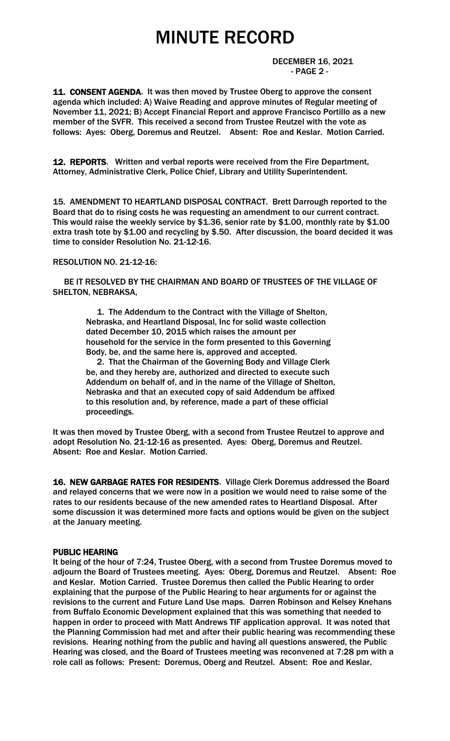# MINUTE RECORD

DECEMBER 16, 2021
- PAGE 2 -

**11. CONSENT AGENDA**. It was then moved by Trustee Oberg to approve the consent agenda which included: A) Waive Reading and approve minutes of Regular meeting of November 11, 2021; B) Accept Financial Report and approve Francisco Portillo as a new member of the SVFR. This received a second from Trustee Reutzel with the vote as follows: Ayes: Oberg, Doremus and Reutzel. Absent: Roe and Keslar. Motion Carried.

**12. REPORTS**. Written and verbal reports were received from the Fire Department, Attorney, Administrative Clerk, Police Chief, Library and Utility Superintendent.

15. AMENDMENT TO HEARTLAND DISPOSAL CONTRACT. Brett Darrough reported to the Board that do to rising costs he was requesting an amendment to our current contract. This would raise the weekly service by $1.36, senior rate by $1.00, monthly rate by $1.00 extra trash tote by $1.00 and recycling by $.50. After discussion, the board decided it was time to consider Resolution No. 21-12-16.

RESOLUTION NO. 21-12-16:

BE IT RESOLVED BY THE CHAIRMAN AND BOARD OF TRUSTEES OF THE VILLAGE OF SHELTON, NEBRAKSA,

1. The Addendum to the Contract with the Village of Shelton, Nebraska, and Heartland Disposal, Inc for solid waste collection dated December 10, 2015 which raises the amount per household for the service in the form presented to this Governing Body, be, and the same here is, approved and accepted.

2. That the Chairman of the Governing Body and Village Clerk be, and they hereby are, authorized and directed to execute such Addendum on behalf of, and in the name of the Village of Shelton, Nebraska and that an executed copy of said Addendum be affixed to this resolution and, by reference, made a part of these official proceedings.

It was then moved by Trustee Oberg, with a second from Trustee Reutzel to approve and adopt Resolution No. 21-12-16 as presented. Ayes: Oberg, Doremus and Reutzel. Absent: Roe and Keslar. Motion Carried.

**16. NEW GARBAGE RATES FOR RESIDENTS**. Village Clerk Doremus addressed the Board and relayed concerns that we were now in a position we would need to raise some of the rates to our residents because of the new amended rates to Heartland Disposal. After some discussion it was determined more facts and options would be given on the subject at the January meeting.

**PUBLIC HEARING**

It being of the hour of 7:24, Trustee Oberg, with a second from Trustee Doremus moved to adjourn the Board of Trustees meeting. Ayes: Oberg, Doremus and Reutzel. Absent: Roe and Keslar. Motion Carried. Trustee Doremus then called the Public Hearing to order explaining that the purpose of the Public Hearing to hear arguments for or against the revisions to the current and Future Land Use maps. Darren Robinson and Kelsey Knehans from Buffalo Economic Development explained that this was something that needed to happen in order to proceed with Matt Andrews TIF application approval. It was noted that the Planning Commission had met and after their public hearing was recommending these revisions. Hearing nothing from the public and having all questions answered, the Public Hearing was closed, and the Board of Trustees meeting was reconvened at 7:28 pm with a role call as follows: Present: Doremus, Oberg and Reutzel. Absent: Roe and Keslar.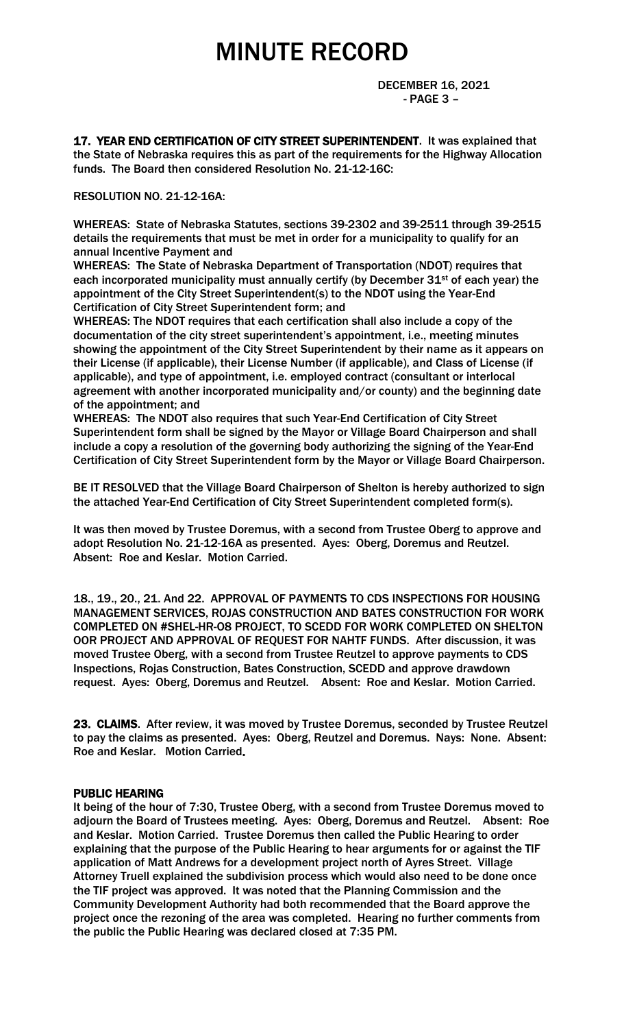# MINUTE RECORD

DECEMBER 16, 2021
- PAGE 3 –

**17. YEAR END CERTIFICATION OF CITY STREET SUPERINTENDENT.** It was explained that the State of Nebraska requires this as part of the requirements for the Highway Allocation funds. The Board then considered Resolution No. 21-12-16C:

RESOLUTION NO. 21-12-16A:

WHEREAS: State of Nebraska Statutes, sections 39-2302 and 39-2511 through 39-2515 details the requirements that must be met in order for a municipality to qualify for an annual Incentive Payment and

WHEREAS: The State of Nebraska Department of Transportation (NDOT) requires that each incorporated municipality must annually certify (by December 31st of each year) the appointment of the City Street Superintendent(s) to the NDOT using the Year-End Certification of City Street Superintendent form; and

WHEREAS: The NDOT requires that each certification shall also include a copy of the documentation of the city street superintendent's appointment, i.e., meeting minutes showing the appointment of the City Street Superintendent by their name as it appears on their License (if applicable), their License Number (if applicable), and Class of License (if applicable), and type of appointment, i.e. employed contract (consultant or interlocal agreement with another incorporated municipality and/or county) and the beginning date of the appointment; and

WHEREAS: The NDOT also requires that such Year-End Certification of City Street Superintendent form shall be signed by the Mayor or Village Board Chairperson and shall include a copy a resolution of the governing body authorizing the signing of the Year-End Certification of City Street Superintendent form by the Mayor or Village Board Chairperson.

BE IT RESOLVED that the Village Board Chairperson of Shelton is hereby authorized to sign the attached Year-End Certification of City Street Superintendent completed form(s).

It was then moved by Trustee Doremus, with a second from Trustee Oberg to approve and adopt Resolution No. 21-12-16A as presented. Ayes: Oberg, Doremus and Reutzel. Absent: Roe and Keslar. Motion Carried.

**18., 19., 20., 21. And 22. APPROVAL OF PAYMENTS TO CDS INSPECTIONS FOR HOUSING MANAGEMENT SERVICES, ROJAS CONSTRUCTION AND BATES CONSTRUCTION FOR WORK COMPLETED ON #SHEL-HR-08 PROJECT, TO SCEDD FOR WORK COMPLETED ON SHELTON OOR PROJECT AND APPROVAL OF REQUEST FOR NAHTF FUNDS.** After discussion, it was moved Trustee Oberg, with a second from Trustee Reutzel to approve payments to CDS Inspections, Rojas Construction, Bates Construction, SCEDD and approve drawdown request. Ayes: Oberg, Doremus and Reutzel. Absent: Roe and Keslar. Motion Carried.

**23. CLAIMS.** After review, it was moved by Trustee Doremus, seconded by Trustee Reutzel to pay the claims as presented. Ayes: Oberg, Reutzel and Doremus. Nays: None. Absent: Roe and Keslar. Motion Carried.

**PUBLIC HEARING**

It being of the hour of 7:30, Trustee Oberg, with a second from Trustee Doremus moved to adjourn the Board of Trustees meeting. Ayes: Oberg, Doremus and Reutzel. Absent: Roe and Keslar. Motion Carried. Trustee Doremus then called the Public Hearing to order explaining that the purpose of the Public Hearing to hear arguments for or against the TIF application of Matt Andrews for a development project north of Ayres Street. Village Attorney Truell explained the subdivision process which would also need to be done once the TIF project was approved. It was noted that the Planning Commission and the Community Development Authority had both recommended that the Board approve the project once the rezoning of the area was completed. Hearing no further comments from the public the Public Hearing was declared closed at 7:35 PM.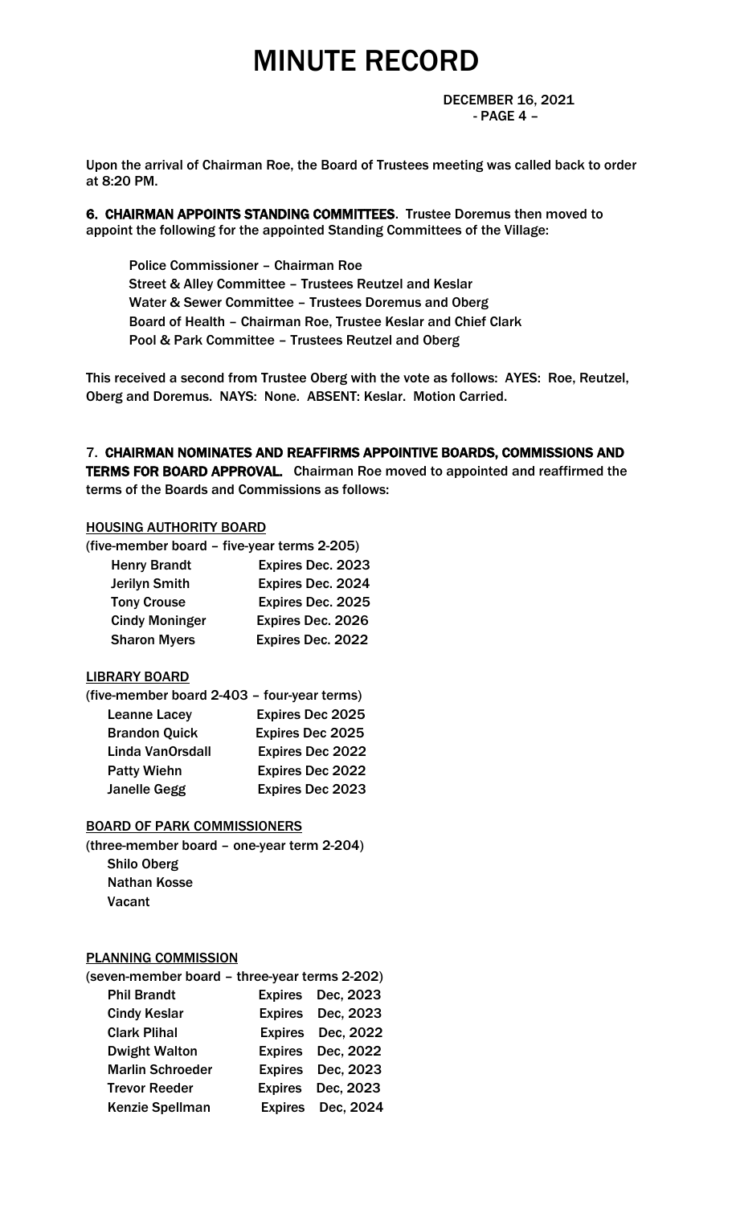# MINUTE RECORD

DECEMBER 16, 2021

Upon the arrival of Chairman Roe, the Board of Trustees meeting was called back to order at 8:20 PM.

**6. CHAIRMAN APPOINTS STANDING COMMITTEES**. Trustee Doremus then moved to appoint the following for the appointed Standing Committees of the Village:

Police Commissioner – Chairman Roe
Street & Alley Committee – Trustees Reutzel and Keslar
Water & Sewer Committee – Trustees Doremus and Oberg
Board of Health – Chairman Roe, Trustee Keslar and Chief Clark
Pool & Park Committee – Trustees Reutzel and Oberg

This received a second from Trustee Oberg with the vote as follows: AYES: Roe, Reutzel, Oberg and Doremus. NAYS: None. ABSENT: Keslar. Motion Carried.

**7. CHAIRMAN NOMINATES AND REAFFIRMS APPOINTIVE BOARDS, COMMISSIONS AND TERMS FOR BOARD APPROVAL.** Chairman Roe moved to appointed and reaffirmed the terms of the Boards and Commissions as follows:

<u>HOUSING AUTHORITY BOARD</u>

(five-member board – five-year terms 2-205)

| | |
|---|---|
| Henry Brandt | Expires Dec. 2023 |
| Jerilyn Smith | Expires Dec. 2024 |
| Tony Crouse | Expires Dec. 2025 |
| Cindy Moninger | Expires Dec. 2026 |
| Sharon Myers | Expires Dec. 2022 |

<u>LIBRARY BOARD</u>

(five-member board 2-403 – four-year terms)

| | |
|---|---|
| Leanne Lacey | Expires Dec 2025 |
| Brandon Quick | Expires Dec 2025 |
| Linda VanOrsdall | Expires Dec 2022 |
| Patty Wiehn | Expires Dec 2022 |
| Janelle Gegg | Expires Dec 2023 |

<u>BOARD OF PARK COMMISSIONERS</u>

(three-member board – one-year term 2-204)

Shilo Oberg
Nathan Kosse
Vacant

<u>PLANNING COMMISSION</u>

(seven-member board – three-year terms 2-202)

| | | |
|---|---|---|
| Phil Brandt | Expires | Dec, 2023 |
| Cindy Keslar | Expires | Dec, 2023 |
| Clark Plihal | Expires | Dec, 2022 |
| Dwight Walton | Expires | Dec, 2022 |
| Marlin Schroeder | Expires | Dec, 2023 |
| Trevor Reeder | Expires | Dec, 2023 |
| Kenzie Spellman | Expires | Dec, 2024 |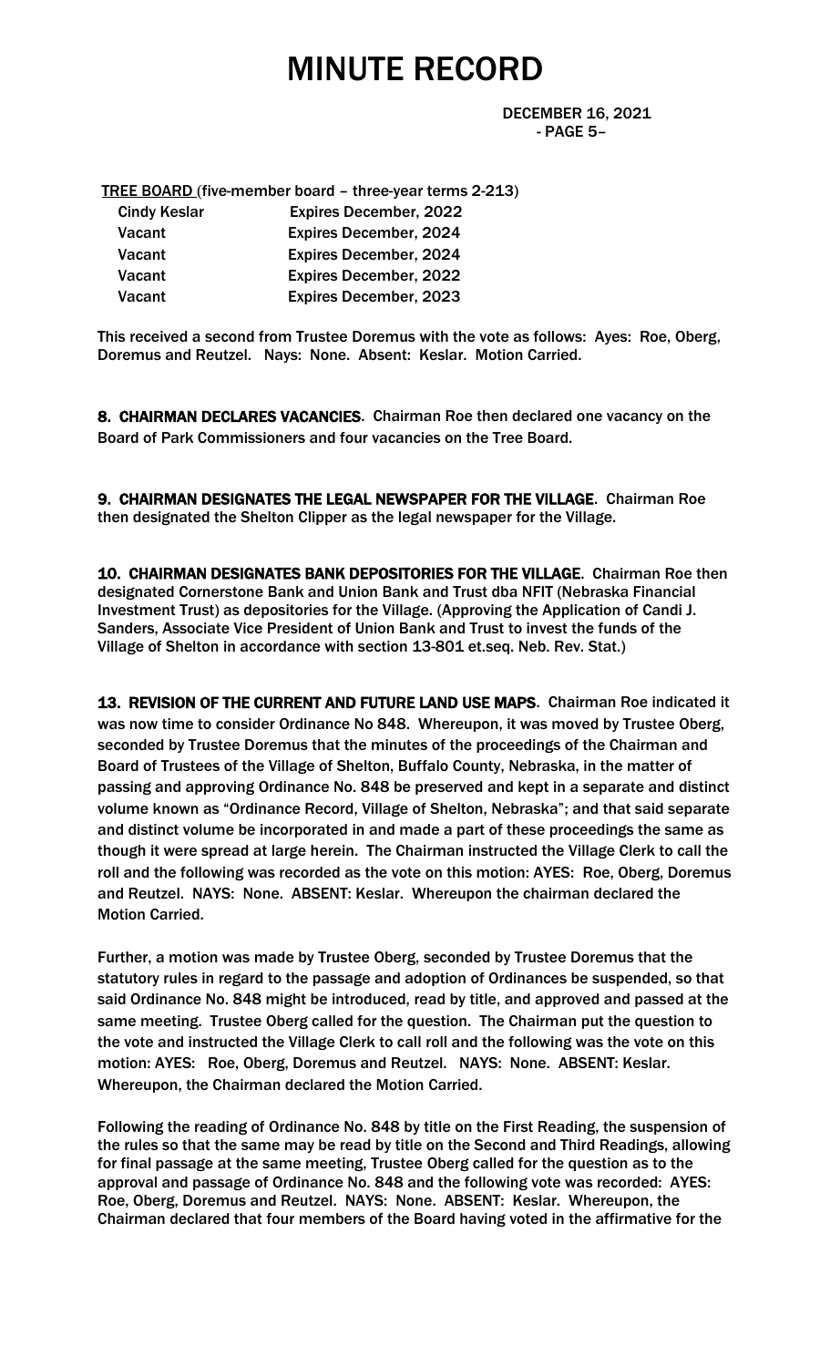**TREE BOARD** (five-member board – three-year terms 2-213)

| | |
|---|---|
| Cindy Keslar | Expires December, 2022 |
| Vacant | Expires December, 2024 |
| Vacant | Expires December, 2024 |
| Vacant | Expires December, 2022 |
| Vacant | Expires December, 2023 |

This received a second from Trustee Doremus with the vote as follows: Ayes: Roe, Oberg, Doremus and Reutzel. Nays: None. Absent: Keslar. Motion Carried.

**8. CHAIRMAN DECLARES VACANCIES**. Chairman Roe then declared one vacancy on the Board of Park Commissioners and four vacancies on the Tree Board.

**9. CHAIRMAN DESIGNATES THE LEGAL NEWSPAPER FOR THE VILLAGE**. Chairman Roe then designated the Shelton Clipper as the legal newspaper for the Village.

**10. CHAIRMAN DESIGNATES BANK DEPOSITORIES FOR THE VILLAGE**. Chairman Roe then designated Cornerstone Bank and Union Bank and Trust dba NFIT (Nebraska Financial Investment Trust) as depositories for the Village. (Approving the Application of Candi J. Sanders, Associate Vice President of Union Bank and Trust to invest the funds of the Village of Shelton in accordance with section 13-801 et.seq. Neb. Rev. Stat.)

**13. REVISION OF THE CURRENT AND FUTURE LAND USE MAPS**. Chairman Roe indicated it was now time to consider Ordinance No 848. Whereupon, it was moved by Trustee Oberg, seconded by Trustee Doremus that the minutes of the proceedings of the Chairman and Board of Trustees of the Village of Shelton, Buffalo County, Nebraska, in the matter of passing and approving Ordinance No. 848 be preserved and kept in a separate and distinct volume known as "Ordinance Record, Village of Shelton, Nebraska"; and that said separate and distinct volume be incorporated in and made a part of these proceedings the same as though it were spread at large herein. The Chairman instructed the Village Clerk to call the roll and the following was recorded as the vote on this motion: AYES: Roe, Oberg, Doremus and Reutzel. NAYS: None. ABSENT: Keslar. Whereupon the chairman declared the Motion Carried.

Further, a motion was made by Trustee Oberg, seconded by Trustee Doremus that the statutory rules in regard to the passage and adoption of Ordinances be suspended, so that said Ordinance No. 848 might be introduced, read by title, and approved and passed at the same meeting. Trustee Oberg called for the question. The Chairman put the question to the vote and instructed the Village Clerk to call roll and the following was the vote on this motion: AYES: Roe, Oberg, Doremus and Reutzel. NAYS: None. ABSENT: Keslar. Whereupon, the Chairman declared the Motion Carried.

Following the reading of Ordinance No. 848 by title on the First Reading, the suspension of the rules so that the same may be read by title on the Second and Third Readings, allowing for final passage at the same meeting, Trustee Oberg called for the question as to the approval and passage of Ordinance No. 848 and the following vote was recorded: AYES: Roe, Oberg, Doremus and Reutzel. NAYS: None. ABSENT: Keslar. Whereupon, the Chairman declared that four members of the Board having voted in the affirmative for the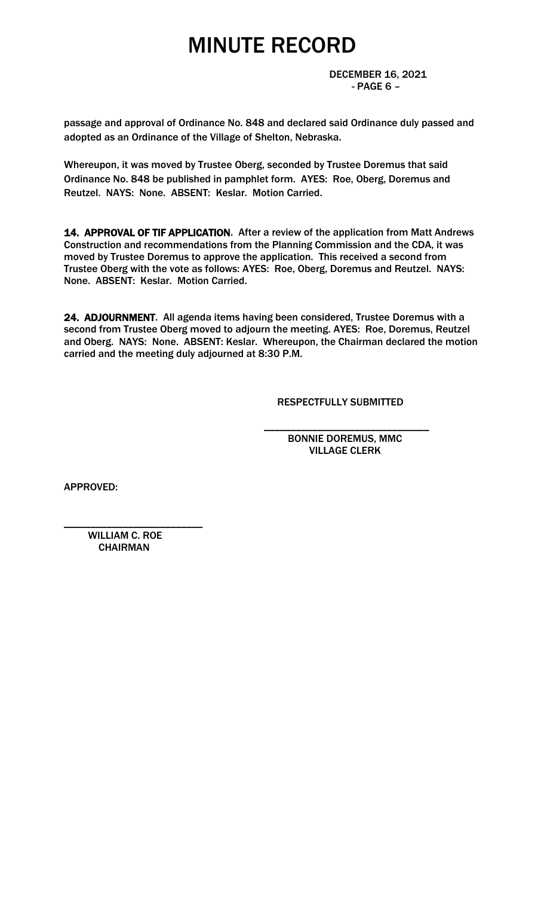passage and approval of Ordinance No. 848 and declared said Ordinance duly passed and adopted as an Ordinance of the Village of Shelton, Nebraska.

Whereupon, it was moved by Trustee Oberg, seconded by Trustee Doremus that said Ordinance No. 848 be published in pamphlet form. AYES: Roe, Oberg, Doremus and Reutzel. NAYS: None. ABSENT: Keslar. Motion Carried.

**14. APPROVAL OF TIF APPLICATION**. After a review of the application from Matt Andrews Construction and recommendations from the Planning Commission and the CDA, it was moved by Trustee Doremus to approve the application. This received a second from Trustee Oberg with the vote as follows: AYES: Roe, Oberg, Doremus and Reutzel. NAYS: None. ABSENT: Keslar. Motion Carried.

**24. ADJOURNMENT**. All agenda items having been considered, Trustee Doremus with a second from Trustee Oberg moved to adjourn the meeting. AYES: Roe, Doremus, Reutzel and Oberg. NAYS: None. ABSENT: Keslar. Whereupon, the Chairman declared the motion carried and the meeting duly adjourned at 8:30 P.M.

RESPECTFULLY SUBMITTED

\_\_\_\_\_\_\_\_\_\_\_\_\_\_\_\_\_\_\_\_\_\_\_\_\_\_\_\_\_\_

BONNIE DOREMUS, MMC
VILLAGE CLERK

APPROVED:

\_\_\_\_\_\_\_\_\_\_\_\_\_\_\_\_\_\_\_\_\_\_\_\_\_\_

WILLIAM C. ROE
CHAIRMAN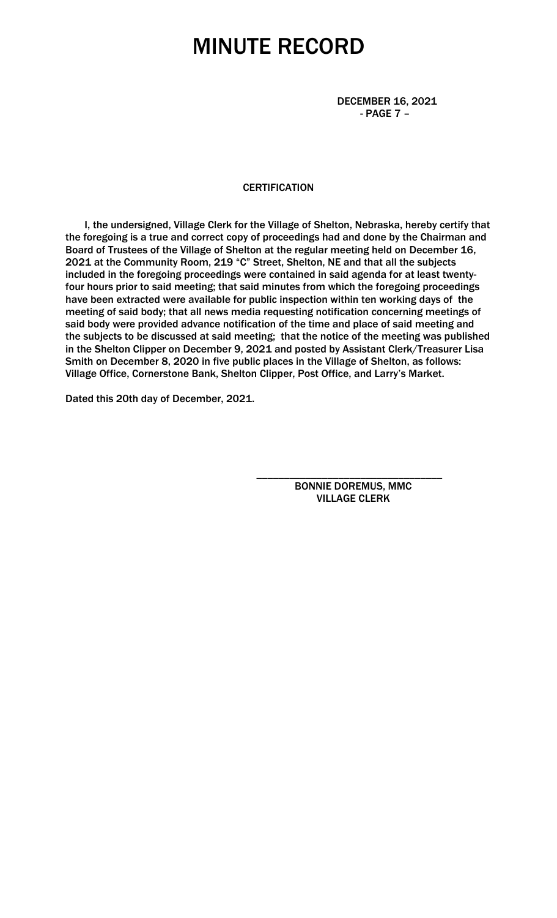# MINUTE RECORD

DECEMBER 16, 2021
- PAGE 7 –

CERTIFICATION

I, the undersigned, Village Clerk for the Village of Shelton, Nebraska, hereby certify that the foregoing is a true and correct copy of proceedings had and done by the Chairman and Board of Trustees of the Village of Shelton at the regular meeting held on December 16, 2021 at the Community Room, 219 "C" Street, Shelton, NE and that all the subjects included in the foregoing proceedings were contained in said agenda for at least twenty-four hours prior to said meeting; that said minutes from which the foregoing proceedings have been extracted were available for public inspection within ten working days of the meeting of said body; that all news media requesting notification concerning meetings of said body were provided advance notification of the time and place of said meeting and the subjects to be discussed at said meeting; that the notice of the meeting was published in the Shelton Clipper on December 9, 2021 and posted by Assistant Clerk/Treasurer Lisa Smith on December 8, 2020 in five public places in the Village of Shelton, as follows: Village Office, Cornerstone Bank, Shelton Clipper, Post Office, and Larry's Market.

Dated this 20th day of December, 2021.

\_\_\_\_\_\_\_\_\_\_\_\_\_\_\_\_\_\_\_\_\_\_\_\_\_\_\_\_\_\_\_\_\_\_
BONNIE DOREMUS, MMC
VILLAGE CLERK